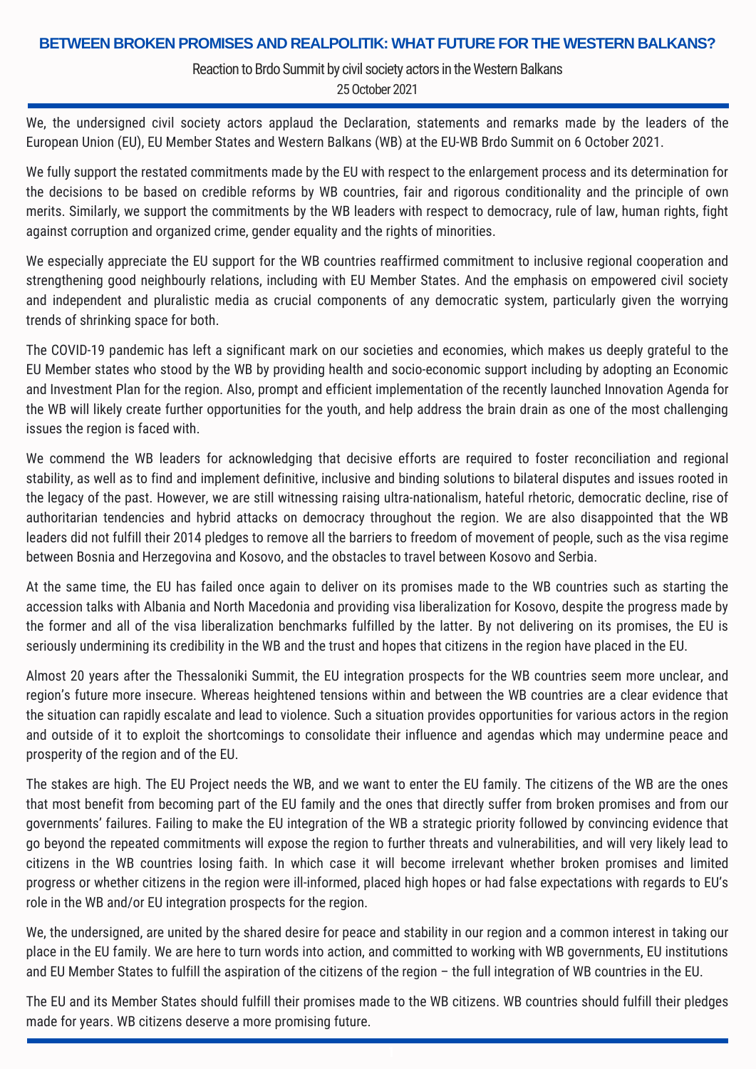# BETWEEN BROKEN PROMISES AND REALPOLITIK: WHAT FUTURE FOR THE WESTERN BALKANS?

Reaction to Brdo Summit by civil society actors in the Western Balkans

25 October 2021

We, the undersigned civil society actors applaud the Declaration, statements and remarks made by the leaders of the European Union (EU), EU Member States and Western Balkans (WB) at the EU-WB Brdo Summit on 6 October 2021.

We fully support the restated commitments made by the EU with respect to the enlargement process and its determination for the decisions to be based on credible reforms by WB countries, fair and rigorous conditionality and the principle of own merits. Similarly, we support the commitments by the WB leaders with respect to democracy, rule of law, human rights, fight against corruption and organized crime, gender equality and the rights of minorities.

We especially appreciate the EU support for the WB countries reaffirmed commitment to inclusive regional cooperation and strengthening good neighbourly relations, including with EU Member States. And the emphasis on empowered civil society and independent and pluralistic media as crucial components of any democratic system, particularly given the worrying trends of shrinking space for both.

The COVID-19 pandemic has left a significant mark on our societies and economies, which makes us deeply grateful to the EU Member states who stood by the WB by providing health and socio-economic support including by adopting an Economic and Investment Plan for the region. Also, prompt and efficient implementation of the recently launched Innovation Agenda for the WB will likely create further opportunities for the youth, and help address the brain drain as one of the most challenging issues the region is faced with.

We commend the WB leaders for acknowledging that decisive efforts are required to foster reconciliation and regional stability, as well as to find and implement definitive, inclusive and binding solutions to bilateral disputes and issues rooted in the legacy of the past. However, we are still witnessing raising ultra-nationalism, hateful rhetoric, democratic decline, rise of authoritarian tendencies and hybrid attacks on democracy throughout the region. We are also disappointed that the WB leaders did not fulfill their 2014 pledges to remove all the barriers to freedom of movement of people, such as the visa regime between Bosnia and Herzegovina and Kosovo, and the obstacles to travel between Kosovo and Serbia.

At the same time, the EU has failed once again to deliver on its promises made to the WB countries such as starting the accession talks with Albania and North Macedonia and providing visa liberalization for Kosovo, despite the progress made by the former and all of the visa liberalization benchmarks fulfilled by the latter. By not delivering on its promises, the EU is seriously undermining its credibility in the WB and the trust and hopes that citizens in the region have placed in the EU.

Almost 20 years after the Thessaloniki Summit, the EU integration prospects for the WB countries seem more unclear, and region's future more insecure. Whereas heightened tensions within and between the WB countries are a clear evidence that the situation can rapidly escalate and lead to violence. Such a situation provides opportunities for various actors in the region and outside of it to exploit the shortcomings to consolidate their influence and agendas which may undermine peace and prosperity of the region and of the EU.

The stakes are high. The EU Project needs the WB, and we want to enter the EU family. The citizens of the WB are the ones that most benefit from becoming part of the EU family and the ones that directly suffer from broken promises and from our governments' failures. Failing to make the EU integration of the WB a strategic priority followed by convincing evidence that go beyond the repeated commitments will expose the region to further threats and vulnerabilities, and will very likely lead to citizens in the WB countries losing faith. In which case it will become irrelevant whether broken promises and limited progress or whether citizens in the region were ill-informed, placed high hopes or had false expectations with regards to EU's role in the WB and/or EU integration prospects for the region.

We, the undersigned, are united by the shared desire for peace and stability in our region and a common interest in taking our place in the EU family. We are here to turn words into action, and committed to working with WB governments, EU institutions and EU Member States to fulfill the aspiration of the citizens of the region – the full integration of WB countries in the EU.

The EU and its Member States should fulfill their promises made to the WB citizens. WB countries should fulfill their pledges made for years. WB citizens deserve a more promising future.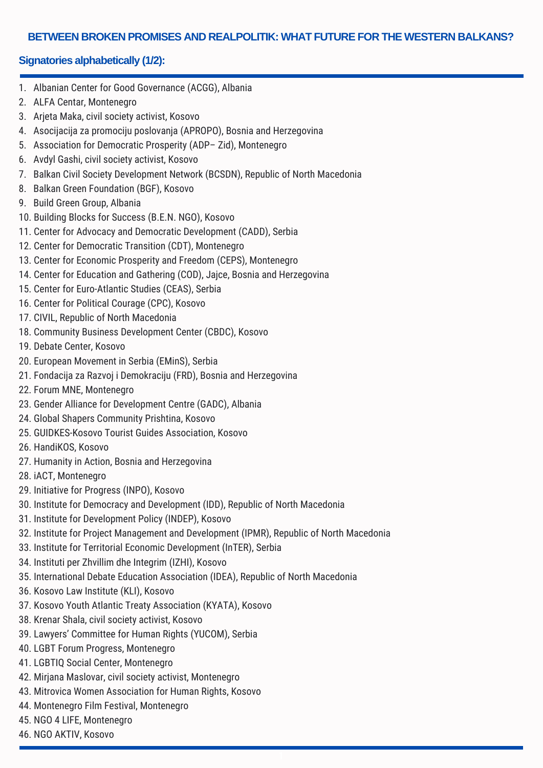## BETWEEN BROKEN PROMISES AND REALPOLITIK: WHAT FUTURE FOR THE WESTERN BALKANS?

### Signatories alphabetically (1/2):

1. Albanian Center for Good Governance (ACGG), Albania
2. ALFA Centar, Montenegro
3. Arjeta Maka, civil society activist, Kosovo
4. Asocijacija za promociju poslovanja (APROPO), Bosnia and Herzegovina
5. Association for Democratic Prosperity (ADP– Zid), Montenegro
6. Avdyl Gashi, civil society activist, Kosovo
7. Balkan Civil Society Development Network (BCSDN), Republic of North Macedonia
8. Balkan Green Foundation (BGF), Kosovo
9. Build Green Group, Albania
10. Building Blocks for Success (B.E.N. NGO), Kosovo
11. Center for Advocacy and Democratic Development (CADD), Serbia
12. Center for Democratic Transition (CDT), Montenegro
13. Center for Economic Prosperity and Freedom (CEPS), Montenegro
14. Center for Education and Gathering (COD), Jajce, Bosnia and Herzegovina
15. Center for Euro-Atlantic Studies (CEAS), Serbia
16. Center for Political Courage (CPC), Kosovo
17. CIVIL, Republic of North Macedonia
18. Community Business Development Center (CBDC), Kosovo
19. Debate Center, Kosovo
20. European Movement in Serbia (EMinS), Serbia
21. Fondacija za Razvoj i Demokraciju (FRD), Bosnia and Herzegovina
22. Forum MNE, Montenegro
23. Gender Alliance for Development Centre (GADC), Albania
24. Global Shapers Community Prishtina, Kosovo
25. GUIDKES-Kosovo Tourist Guides Association, Kosovo
26. HandiKOS, Kosovo
27. Humanity in Action, Bosnia and Herzegovina
28. iACT, Montenegro
29. Initiative for Progress (INPO), Kosovo
30. Institute for Democracy and Development (IDD), Republic of North Macedonia
31. Institute for Development Policy (INDEP), Kosovo
32. Institute for Project Management and Development (IPMR), Republic of North Macedonia
33. Institute for Territorial Economic Development (InTER), Serbia
34. Instituti per Zhvillim dhe Integrim (IZHI), Kosovo
35. International Debate Education Association (IDEA), Republic of North Macedonia
36. Kosovo Law Institute (KLI), Kosovo
37. Kosovo Youth Atlantic Treaty Association (KYATA), Kosovo
38. Krenar Shala, civil society activist, Kosovo
39. Lawyers' Committee for Human Rights (YUCOM), Serbia
40. LGBT Forum Progress, Montenegro
41. LGBTIQ Social Center, Montenegro
42. Mirjana Maslovar, civil society activist, Montenegro
43. Mitrovica Women Association for Human Rights, Kosovo
44. Montenegro Film Festival, Montenegro
45. NGO 4 LIFE, Montenegro
46. NGO AKTIV, Kosovo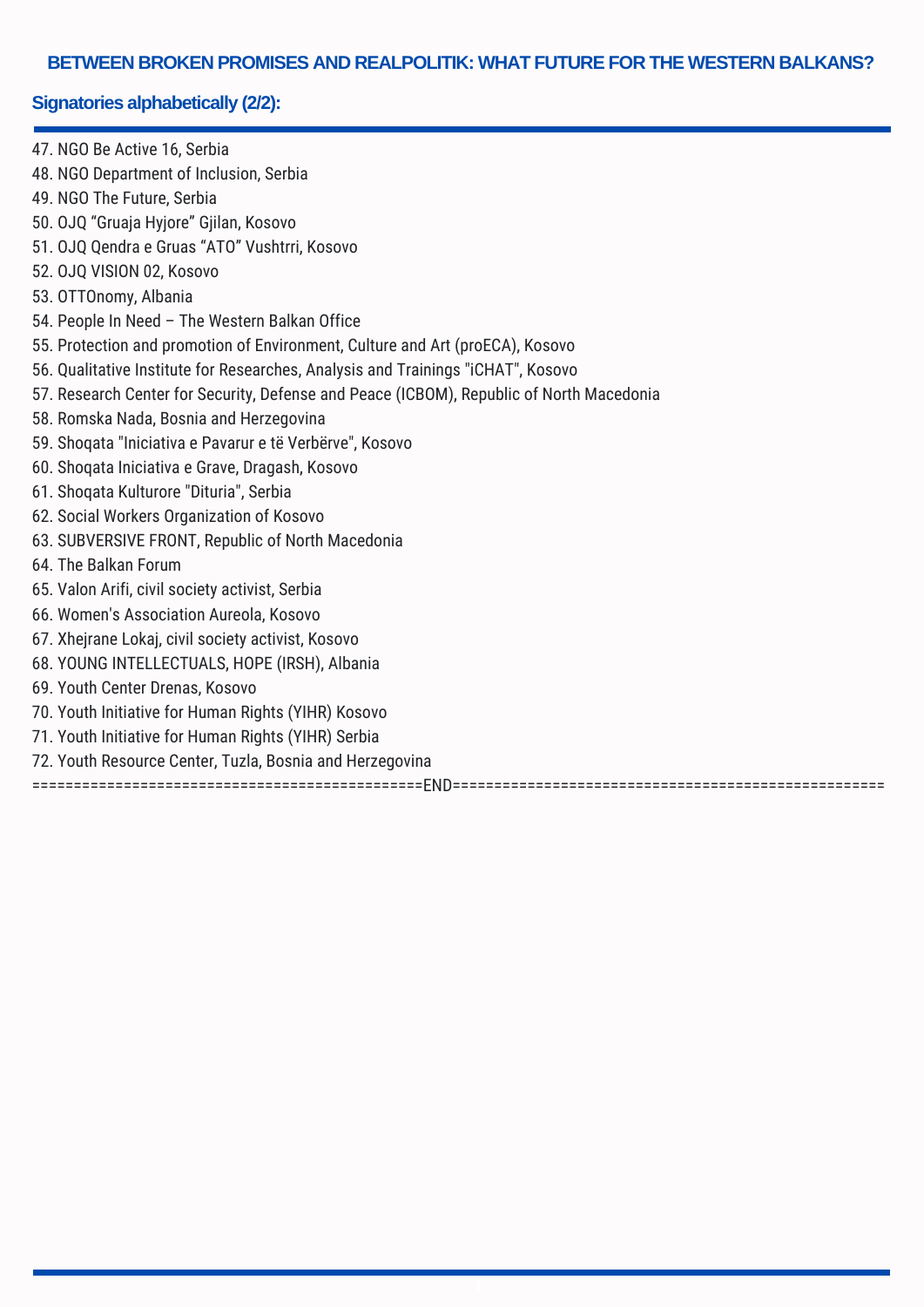**BETWEEN BROKEN PROMISES AND REALPOLITIK: WHAT FUTURE FOR THE WESTERN BALKANS?**

## Signatories alphabetically (2/2):

47. NGO Be Active 16, Serbia
48. NGO Department of Inclusion, Serbia
49. NGO The Future, Serbia
50. OJQ “Gruaja Hyjore” Gjilan, Kosovo
51. OJQ Qendra e Gruas “ATO” Vushtrri, Kosovo
52. OJQ VISION 02, Kosovo
53. OTTOnomy, Albania
54. People In Need – The Western Balkan Office
55. Protection and promotion of Environment, Culture and Art (proECA), Kosovo
56. Qualitative Institute for Researches, Analysis and Trainings "iCHAT", Kosovo
57. Research Center for Security, Defense and Peace (ICBOM), Republic of North Macedonia
58. Romska Nada, Bosnia and Herzegovina
59. Shoqata "Iniciativa e Pavarur e të Verbërve", Kosovo
60. Shoqata Iniciativa e Grave, Dragash, Kosovo
61. Shoqata Kulturore "Dituria", Serbia
62. Social Workers Organization of Kosovo
63. SUBVERSIVE FRONT, Republic of North Macedonia
64. The Balkan Forum
65. Valon Arifi, civil society activist, Serbia
66. Women's Association Aureola, Kosovo
67. Xhejrane Lokaj, civil society activist, Kosovo
68. YOUNG INTELLECTUALS, HOPE (IRSH), Albania
69. Youth Center Drenas, Kosovo
70. Youth Initiative for Human Rights (YIHR) Kosovo
71. Youth Initiative for Human Rights (YIHR) Serbia
72. Youth Resource Center, Tuzla, Bosnia and Herzegovina

==============================================END==================================================